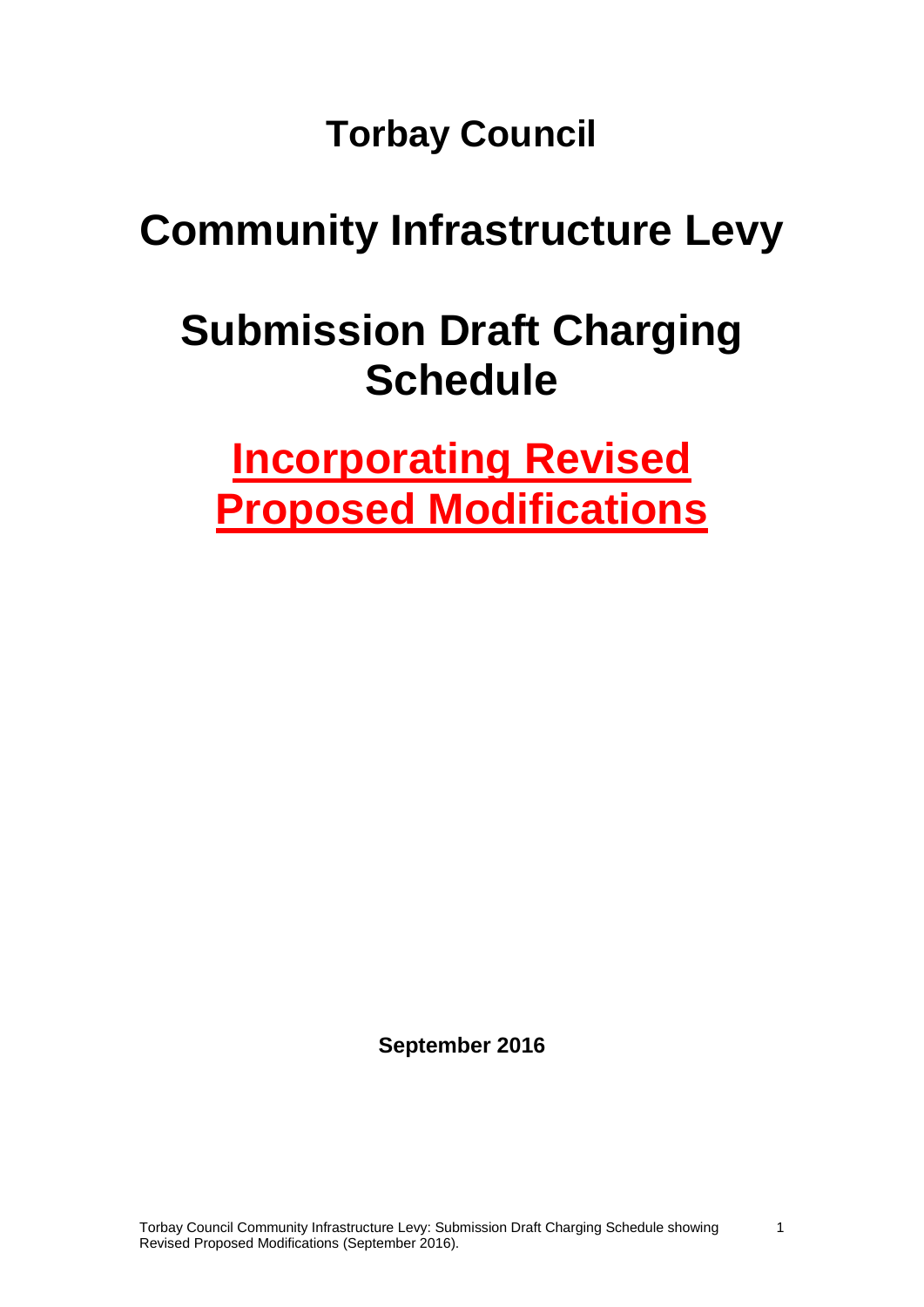# Torbay Council

# Community Infrastructure Levy

# Submission Draft Charging Schedule

# Incorporating Revised Proposed Modifications

**September 2016**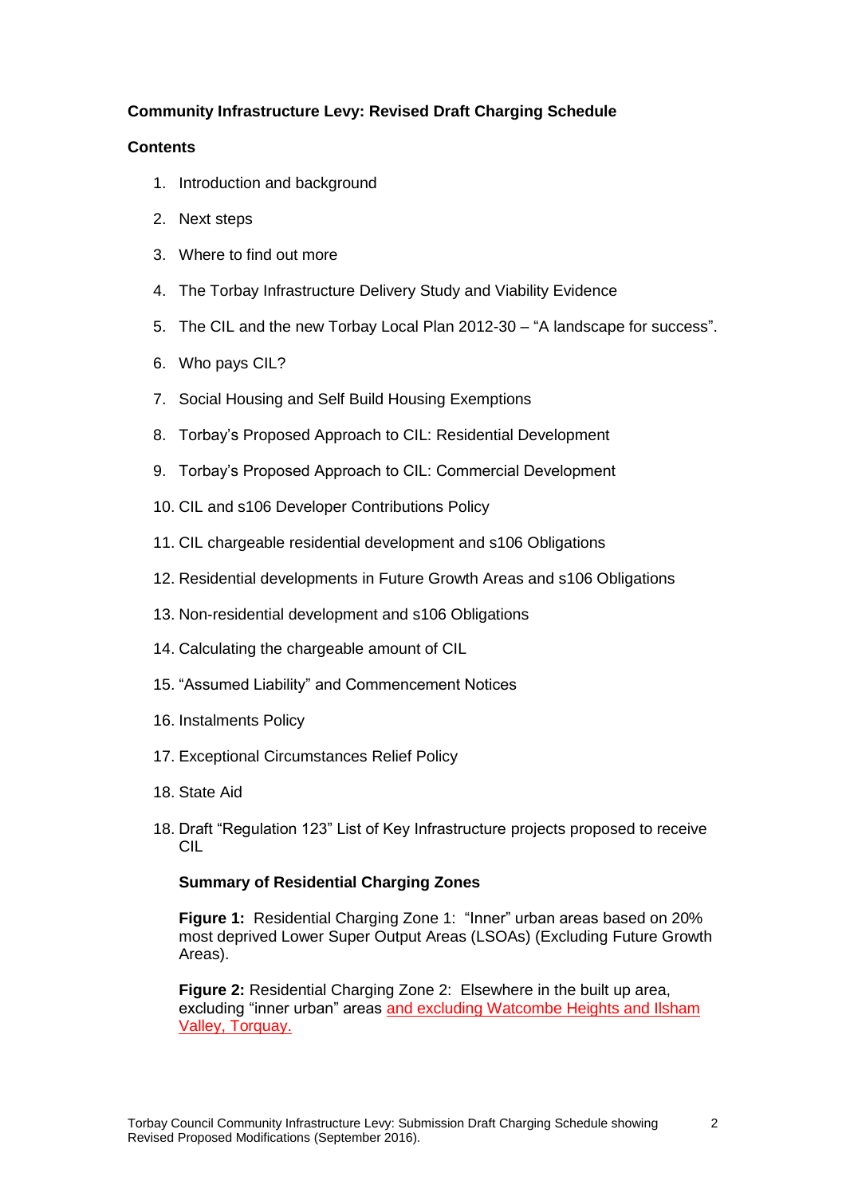**Community Infrastructure Levy: Revised Draft Charging Schedule**

**Contents**

1. Introduction and background
2. Next steps
3. Where to find out more
4. The Torbay Infrastructure Delivery Study and Viability Evidence
5. The CIL and the new Torbay Local Plan 2012-30 – "A landscape for success".
6. Who pays CIL?
7. Social Housing and Self Build Housing Exemptions
8. Torbay's Proposed Approach to CIL: Residential Development
9. Torbay's Proposed Approach to CIL: Commercial Development
10. CIL and s106 Developer Contributions Policy
11. CIL chargeable residential development and s106 Obligations
12. Residential developments in Future Growth Areas and s106 Obligations
13. Non-residential development and s106 Obligations
14. Calculating the chargeable amount of CIL
15. "Assumed Liability" and Commencement Notices
16. Instalments Policy
17. Exceptional Circumstances Relief Policy
18. State Aid

18\. Draft "Regulation 123" List of Key Infrastructure projects proposed to receive CIL

**Summary of Residential Charging Zones**

**Figure 1:** Residential Charging Zone 1: "Inner" urban areas based on 20% most deprived Lower Super Output Areas (LSOAs) (Excluding Future Growth Areas).

**Figure 2:** Residential Charging Zone 2: Elsewhere in the built up area, excluding "inner urban" areas and excluding Watcombe Heights and Ilsham Valley, Torquay.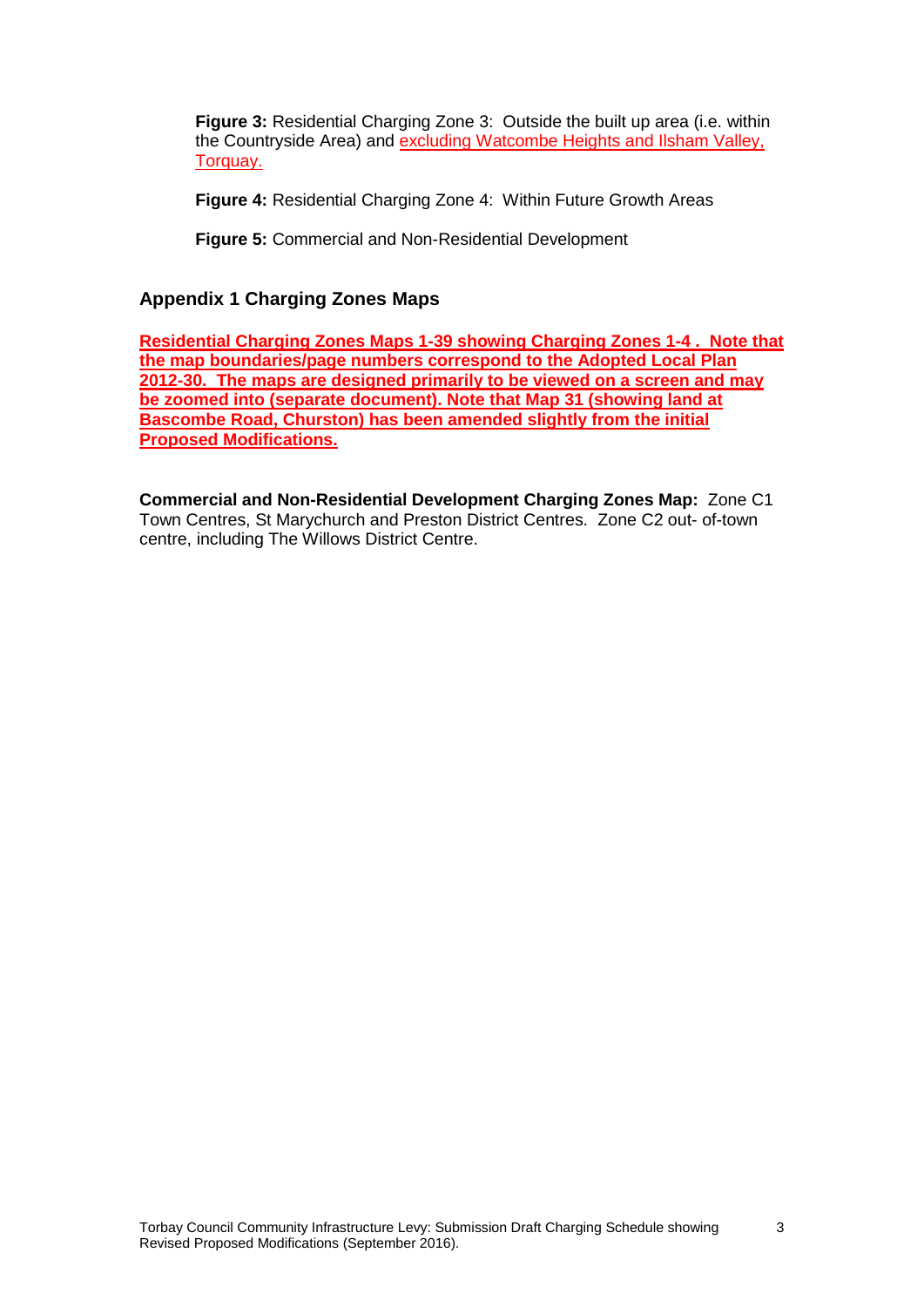**Figure 3:** Residential Charging Zone 3: Outside the built up area (i.e. within the Countryside Area) and excluding Watcombe Heights and Ilsham Valley, Torquay.

**Figure 4:** Residential Charging Zone 4: Within Future Growth Areas

**Figure 5:** Commercial and Non-Residential Development

## Appendix 1 Charging Zones Maps

**Residential Charging Zones Maps 1-39 showing Charging Zones 1-4 . Note that the map boundaries/page numbers correspond to the Adopted Local Plan 2012-30. The maps are designed primarily to be viewed on a screen and may be zoomed into (separate document). Note that Map 31 (showing land at Bascombe Road, Churston) has been amended slightly from the initial Proposed Modifications.**

**Commercial and Non-Residential Development Charging Zones Map:** Zone C1 Town Centres, St Marychurch and Preston District Centres. Zone C2 out- of-town centre, including The Willows District Centre.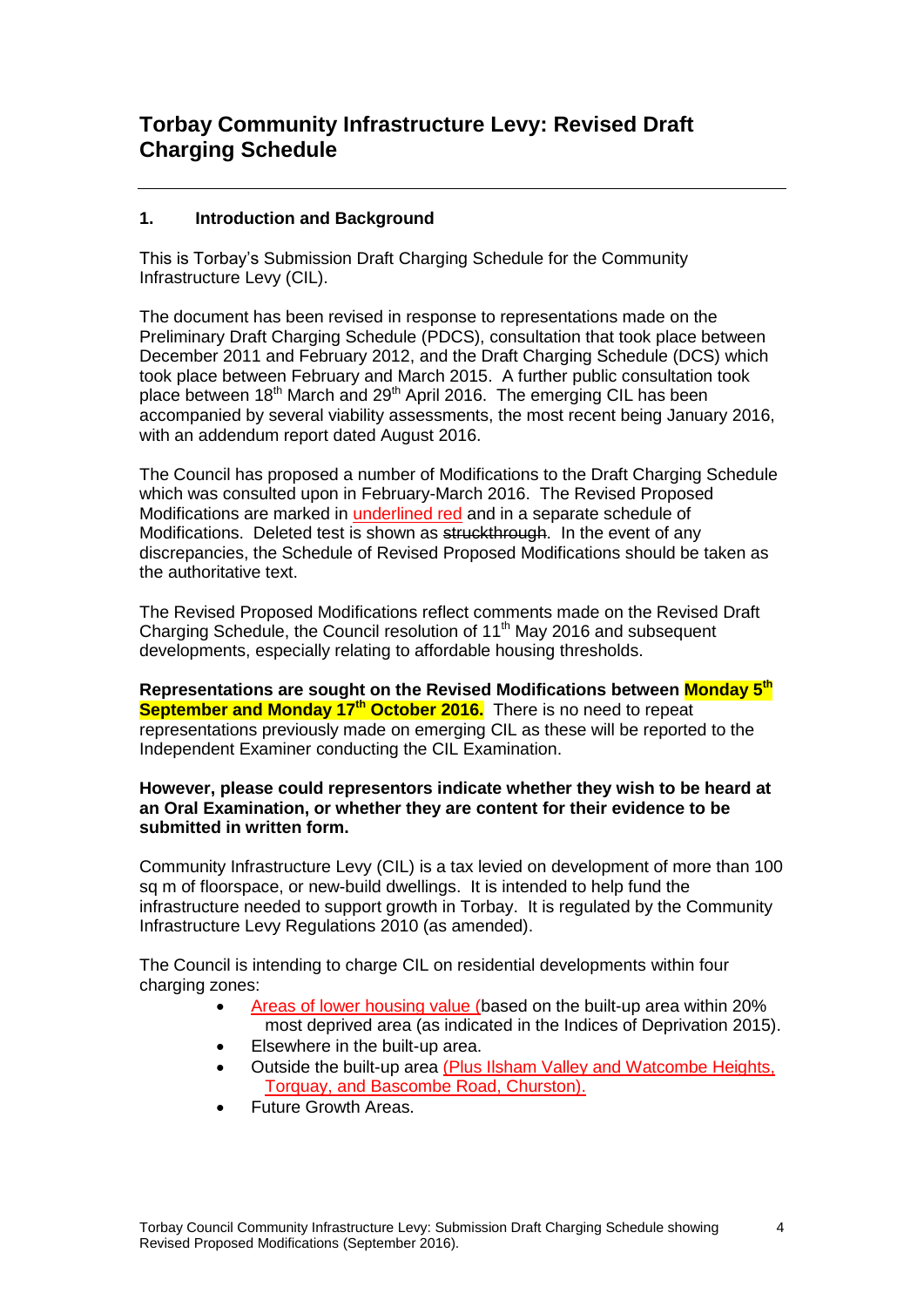# Torbay Community Infrastructure Levy: Revised Draft Charging Schedule

## 1. Introduction and Background

This is Torbay's Submission Draft Charging Schedule for the Community Infrastructure Levy (CIL).

The document has been revised in response to representations made on the Preliminary Draft Charging Schedule (PDCS), consultation that took place between December 2011 and February 2012, and the Draft Charging Schedule (DCS) which took place between February and March 2015. A further public consultation took place between 18th March and 29th April 2016. The emerging CIL has been accompanied by several viability assessments, the most recent being January 2016, with an addendum report dated August 2016.

The Council has proposed a number of Modifications to the Draft Charging Schedule which was consulted upon in February-March 2016. The Revised Proposed Modifications are marked in underlined red and in a separate schedule of Modifications. Deleted test is shown as ~~struckthrough~~. In the event of any discrepancies, the Schedule of Revised Proposed Modifications should be taken as the authoritative text.

The Revised Proposed Modifications reflect comments made on the Revised Draft Charging Schedule, the Council resolution of 11th May 2016 and subsequent developments, especially relating to affordable housing thresholds.

**Representations are sought on the Revised Modifications between Monday 5th September and Monday 17th October 2016.** There is no need to repeat representations previously made on emerging CIL as these will be reported to the Independent Examiner conducting the CIL Examination.

**However, please could representors indicate whether they wish to be heard at an Oral Examination, or whether they are content for their evidence to be submitted in written form.**

Community Infrastructure Levy (CIL) is a tax levied on development of more than 100 sq m of floorspace, or new-build dwellings. It is intended to help fund the infrastructure needed to support growth in Torbay. It is regulated by the Community Infrastructure Levy Regulations 2010 (as amended).

The Council is intending to charge CIL on residential developments within four charging zones:

- Areas of lower housing value (based on the built-up area within 20% most deprived area (as indicated in the Indices of Deprivation 2015).
- Elsewhere in the built-up area.
- Outside the built-up area (Plus Ilsham Valley and Watcombe Heights, Torquay, and Bascombe Road, Churston).
- Future Growth Areas.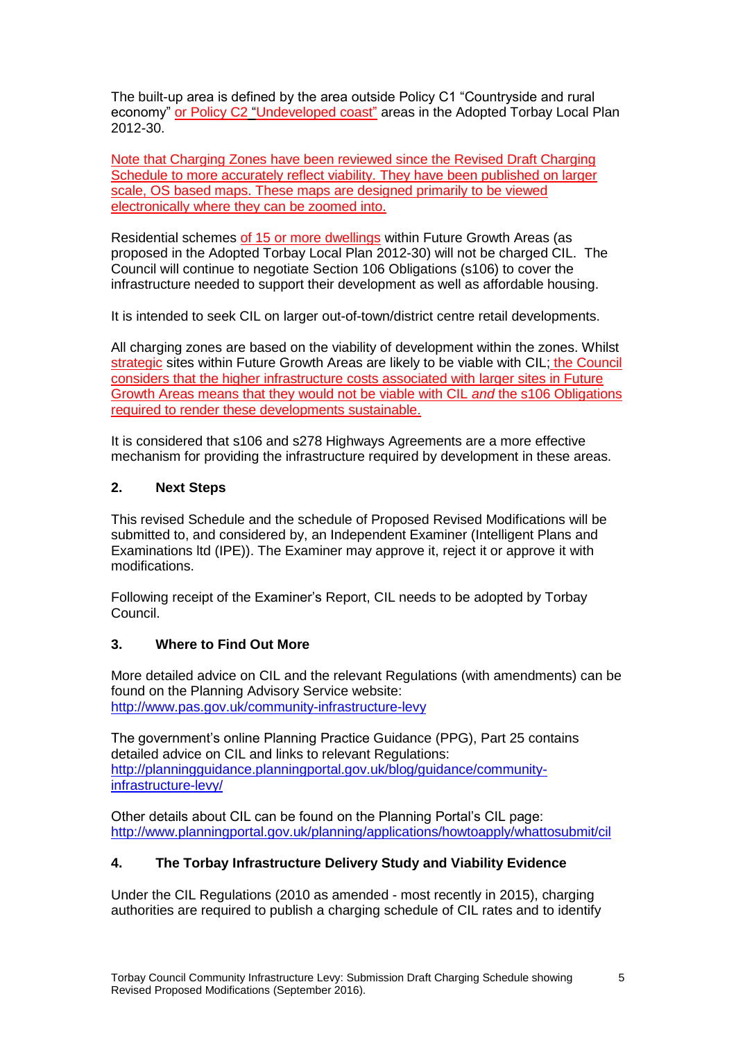The built-up area is defined by the area outside Policy C1 "Countryside and rural economy" or Policy C2 "Undeveloped coast" areas in the Adopted Torbay Local Plan 2012-30.

Note that Charging Zones have been reviewed since the Revised Draft Charging Schedule to more accurately reflect viability. They have been published on larger scale, OS based maps. These maps are designed primarily to be viewed electronically where they can be zoomed into.

Residential schemes of 15 or more dwellings within Future Growth Areas (as proposed in the Adopted Torbay Local Plan 2012-30) will not be charged CIL. The Council will continue to negotiate Section 106 Obligations (s106) to cover the infrastructure needed to support their development as well as affordable housing.

It is intended to seek CIL on larger out-of-town/district centre retail developments.

All charging zones are based on the viability of development within the zones. Whilst strategic sites within Future Growth Areas are likely to be viable with CIL; the Council considers that the higher infrastructure costs associated with larger sites in Future Growth Areas means that they would not be viable with CIL *and* the s106 Obligations required to render these developments sustainable.

It is considered that s106 and s278 Highways Agreements are a more effective mechanism for providing the infrastructure required by development in these areas.

## 2. Next Steps

This revised Schedule and the schedule of Proposed Revised Modifications will be submitted to, and considered by, an Independent Examiner (Intelligent Plans and Examinations ltd (IPE)). The Examiner may approve it, reject it or approve it with modifications.

Following receipt of the Examiner's Report, CIL needs to be adopted by Torbay Council.

## 3. Where to Find Out More

More detailed advice on CIL and the relevant Regulations (with amendments) can be found on the Planning Advisory Service website:
http://www.pas.gov.uk/community-infrastructure-levy

The government's online Planning Practice Guidance (PPG), Part 25 contains detailed advice on CIL and links to relevant Regulations:
http://planningguidance.planningportal.gov.uk/blog/guidance/community-infrastructure-levy/

Other details about CIL can be found on the Planning Portal's CIL page:
http://www.planningportal.gov.uk/planning/applications/howtoapply/whattosubmit/cil

## 4. The Torbay Infrastructure Delivery Study and Viability Evidence

Under the CIL Regulations (2010 as amended - most recently in 2015), charging authorities are required to publish a charging schedule of CIL rates and to identify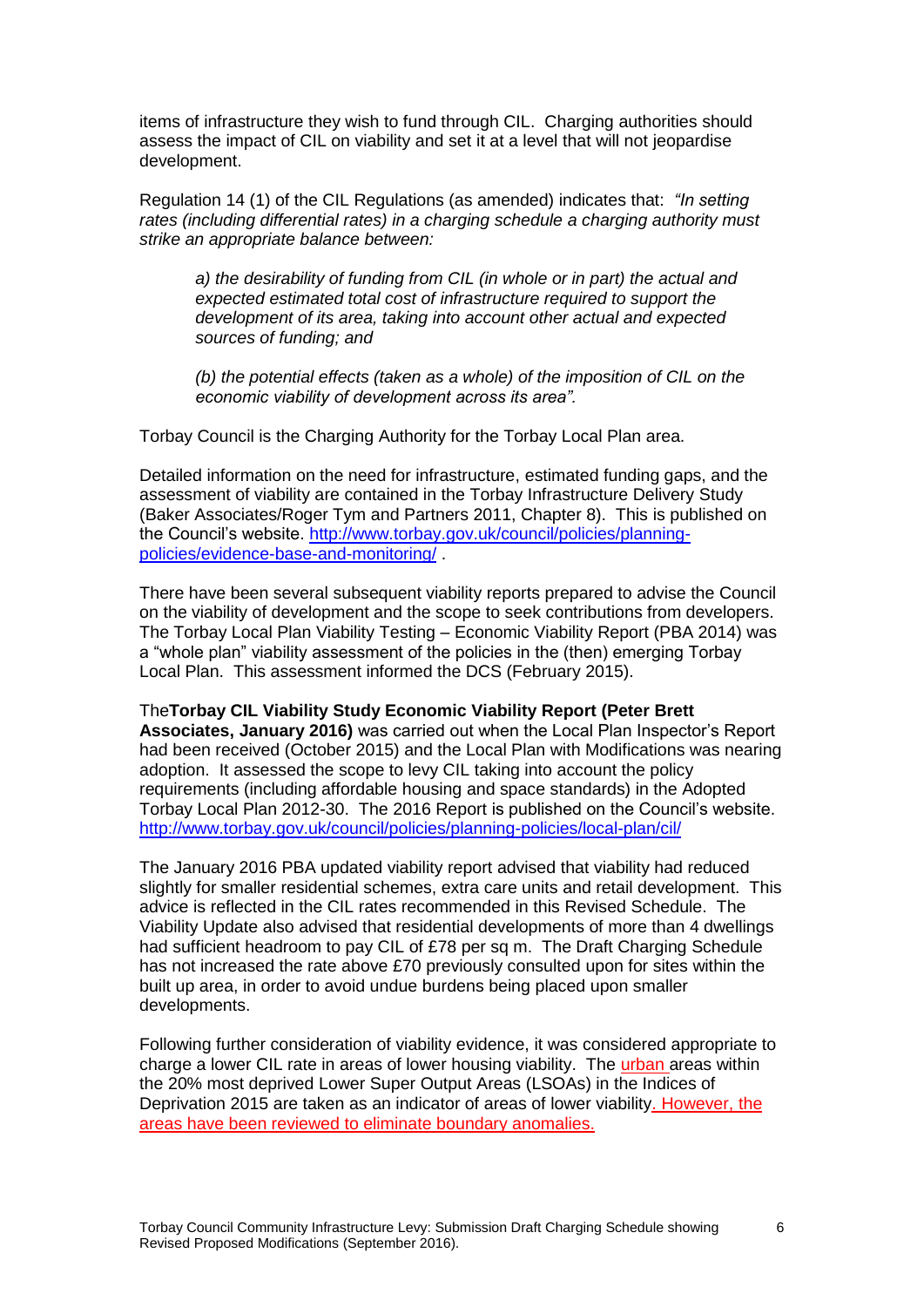items of infrastructure they wish to fund through CIL. Charging authorities should assess the impact of CIL on viability and set it at a level that will not jeopardise development.

Regulation 14 (1) of the CIL Regulations (as amended) indicates that: *"In setting rates (including differential rates) in a charging schedule a charging authority must strike an appropriate balance between:*

> *a) the desirability of funding from CIL (in whole or in part) the actual and expected estimated total cost of infrastructure required to support the development of its area, taking into account other actual and expected sources of funding; and*
>
> *(b) the potential effects (taken as a whole) of the imposition of CIL on the economic viability of development across its area".*

Torbay Council is the Charging Authority for the Torbay Local Plan area.

Detailed information on the need for infrastructure, estimated funding gaps, and the assessment of viability are contained in the Torbay Infrastructure Delivery Study (Baker Associates/Roger Tym and Partners 2011, Chapter 8). This is published on the Council's website. http://www.torbay.gov.uk/council/policies/planning-policies/evidence-base-and-monitoring/ .

There have been several subsequent viability reports prepared to advise the Council on the viability of development and the scope to seek contributions from developers. The Torbay Local Plan Viability Testing – Economic Viability Report (PBA 2014) was a "whole plan" viability assessment of the policies in the (then) emerging Torbay Local Plan. This assessment informed the DCS (February 2015).

The **Torbay CIL Viability Study Economic Viability Report (Peter Brett Associates, January 2016)** was carried out when the Local Plan Inspector's Report had been received (October 2015) and the Local Plan with Modifications was nearing adoption. It assessed the scope to levy CIL taking into account the policy requirements (including affordable housing and space standards) in the Adopted Torbay Local Plan 2012-30. The 2016 Report is published on the Council's website. http://www.torbay.gov.uk/council/policies/planning-policies/local-plan/cil/

The January 2016 PBA updated viability report advised that viability had reduced slightly for smaller residential schemes, extra care units and retail development. This advice is reflected in the CIL rates recommended in this Revised Schedule. The Viability Update also advised that residential developments of more than 4 dwellings had sufficient headroom to pay CIL of £78 per sq m. The Draft Charging Schedule has not increased the rate above £70 previously consulted upon for sites within the built up area, in order to avoid undue burdens being placed upon smaller developments.

Following further consideration of viability evidence, it was considered appropriate to charge a lower CIL rate in areas of lower housing viability. The urban areas within the 20% most deprived Lower Super Output Areas (LSOAs) in the Indices of Deprivation 2015 are taken as an indicator of areas of lower viability. However, the areas have been reviewed to eliminate boundary anomalies.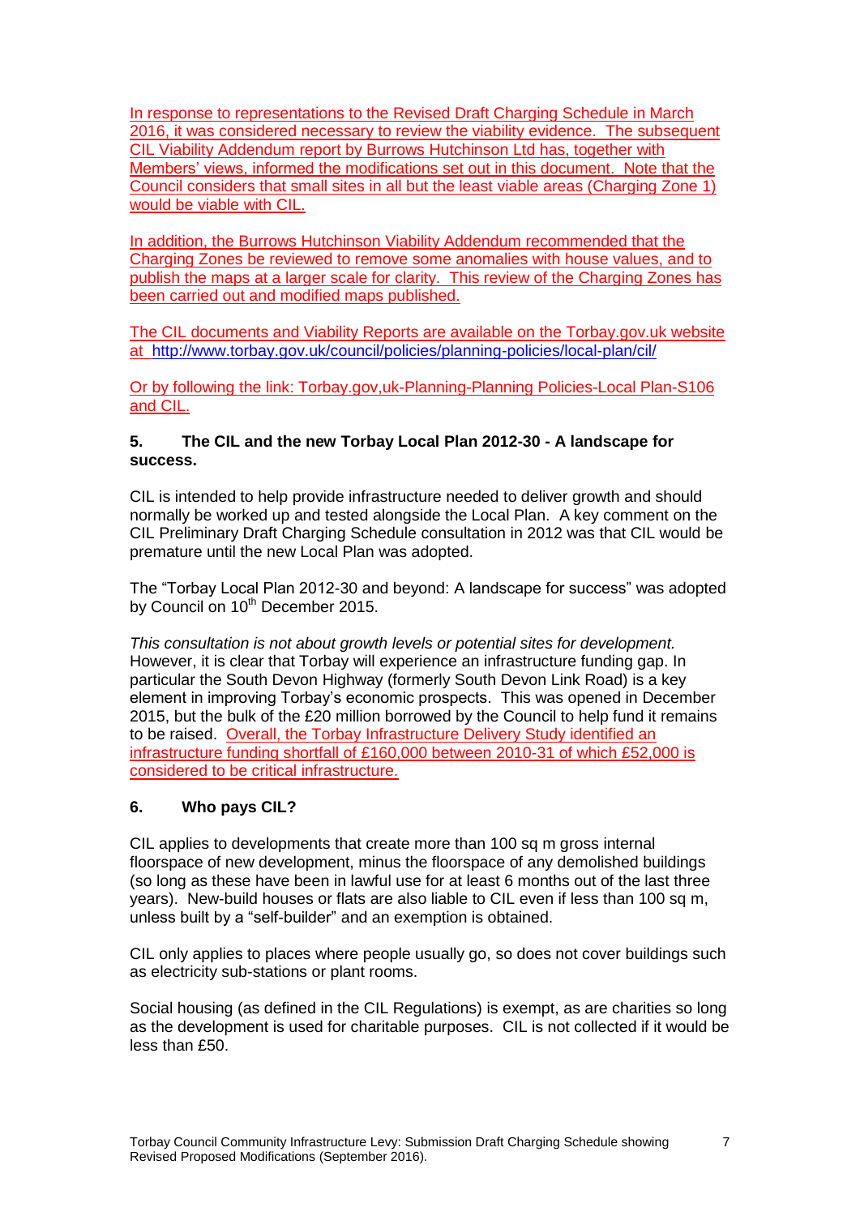In response to representations to the Revised Draft Charging Schedule in March 2016, it was considered necessary to review the viability evidence. The subsequent CIL Viability Addendum report by Burrows Hutchinson Ltd has, together with Members' views, informed the modifications set out in this document. Note that the Council considers that small sites in all but the least viable areas (Charging Zone 1) would be viable with CIL.

In addition, the Burrows Hutchinson Viability Addendum recommended that the Charging Zones be reviewed to remove some anomalies with house values, and to publish the maps at a larger scale for clarity. This review of the Charging Zones has been carried out and modified maps published.

The CIL documents and Viability Reports are available on the Torbay.gov.uk website at http://www.torbay.gov.uk/council/policies/planning-policies/local-plan/cil/

Or by following the link: Torbay.gov,uk-Planning-Planning Policies-Local Plan-S106 and CIL.

### 5. The CIL and the new Torbay Local Plan 2012-30 - A landscape for success.

CIL is intended to help provide infrastructure needed to deliver growth and should normally be worked up and tested alongside the Local Plan. A key comment on the CIL Preliminary Draft Charging Schedule consultation in 2012 was that CIL would be premature until the new Local Plan was adopted.

The "Torbay Local Plan 2012-30 and beyond: A landscape for success" was adopted by Council on 10th December 2015.

*This consultation is not about growth levels or potential sites for development.* However, it is clear that Torbay will experience an infrastructure funding gap. In particular the South Devon Highway (formerly South Devon Link Road) is a key element in improving Torbay's economic prospects. This was opened in December 2015, but the bulk of the £20 million borrowed by the Council to help fund it remains to be raised. Overall, the Torbay Infrastructure Delivery Study identified an infrastructure funding shortfall of £160,000 between 2010-31 of which £52,000 is considered to be critical infrastructure.

### 6. Who pays CIL?

CIL applies to developments that create more than 100 sq m gross internal floorspace of new development, minus the floorspace of any demolished buildings (so long as these have been in lawful use for at least 6 months out of the last three years). New-build houses or flats are also liable to CIL even if less than 100 sq m, unless built by a "self-builder" and an exemption is obtained.

CIL only applies to places where people usually go, so does not cover buildings such as electricity sub-stations or plant rooms.

Social housing (as defined in the CIL Regulations) is exempt, as are charities so long as the development is used for charitable purposes. CIL is not collected if it would be less than £50.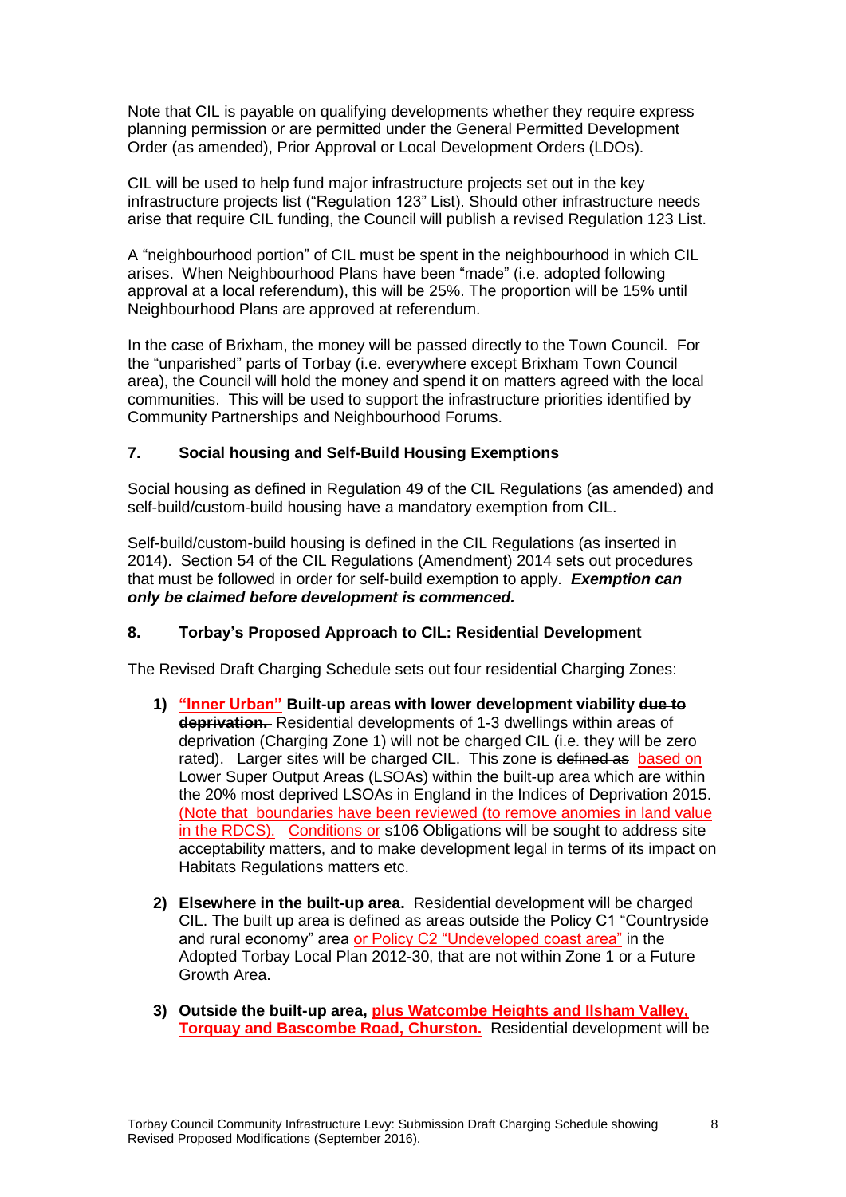Note that CIL is payable on qualifying developments whether they require express planning permission or are permitted under the General Permitted Development Order (as amended), Prior Approval or Local Development Orders (LDOs).

CIL will be used to help fund major infrastructure projects set out in the key infrastructure projects list ("Regulation 123" List). Should other infrastructure needs arise that require CIL funding, the Council will publish a revised Regulation 123 List.

A "neighbourhood portion" of CIL must be spent in the neighbourhood in which CIL arises. When Neighbourhood Plans have been "made" (i.e. adopted following approval at a local referendum), this will be 25%. The proportion will be 15% until Neighbourhood Plans are approved at referendum.

In the case of Brixham, the money will be passed directly to the Town Council. For the "unparished" parts of Torbay (i.e. everywhere except Brixham Town Council area), the Council will hold the money and spend it on matters agreed with the local communities. This will be used to support the infrastructure priorities identified by Community Partnerships and Neighbourhood Forums.

## 7. Social housing and Self-Build Housing Exemptions

Social housing as defined in Regulation 49 of the CIL Regulations (as amended) and self-build/custom-build housing have a mandatory exemption from CIL.

Self-build/custom-build housing is defined in the CIL Regulations (as inserted in 2014). Section 54 of the CIL Regulations (Amendment) 2014 sets out procedures that must be followed in order for self-build exemption to apply. ***Exemption can only be claimed before development is commenced.***

## 8. Torbay's Proposed Approach to CIL: Residential Development

The Revised Draft Charging Schedule sets out four residential Charging Zones:

1) **"Inner Urban" Built-up areas with lower development viability ~~due to deprivation.~~** Residential developments of 1-3 dwellings within areas of deprivation (Charging Zone 1) will not be charged CIL (i.e. they will be zero rated). Larger sites will be charged CIL. This zone is ~~defined as~~ based on Lower Super Output Areas (LSOAs) within the built-up area which are within the 20% most deprived LSOAs in England in the Indices of Deprivation 2015. (Note that boundaries have been reviewed (to remove anomies in land value in the RDCS). Conditions or s106 Obligations will be sought to address site acceptability matters, and to make development legal in terms of its impact on Habitats Regulations matters etc.

2) **Elsewhere in the built-up area.** Residential development will be charged CIL. The built up area is defined as areas outside the Policy C1 "Countryside and rural economy" area or Policy C2 "Undeveloped coast area" in the Adopted Torbay Local Plan 2012-30, that are not within Zone 1 or a Future Growth Area.

3) **Outside the built-up area, plus Watcombe Heights and Ilsham Valley, Torquay and Bascombe Road, Churston.** Residential development will be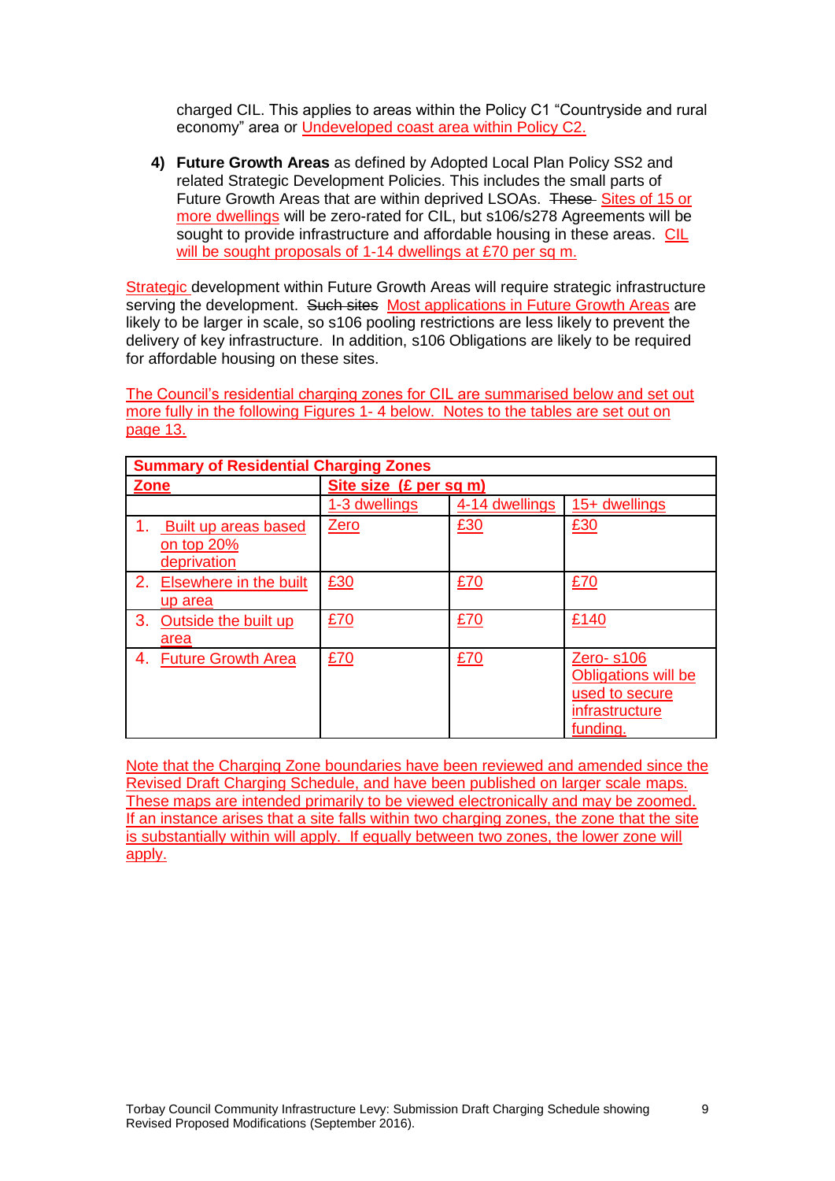charged CIL. This applies to areas within the Policy C1 "Countryside and rural economy" area or Undeveloped coast area within Policy C2.

4) **Future Growth Areas** as defined by Adopted Local Plan Policy SS2 and related Strategic Development Policies. This includes the small parts of Future Growth Areas that are within deprived LSOAs. ~~These~~ Sites of 15 or more dwellings will be zero-rated for CIL, but s106/s278 Agreements will be sought to provide infrastructure and affordable housing in these areas. CIL will be sought proposals of 1-14 dwellings at £70 per sq m.

Strategic development within Future Growth Areas will require strategic infrastructure serving the development. ~~Such sites~~ Most applications in Future Growth Areas are likely to be larger in scale, so s106 pooling restrictions are less likely to prevent the delivery of key infrastructure. In addition, s106 Obligations are likely to be required for affordable housing on these sites.

The Council's residential charging zones for CIL are summarised below and set out more fully in the following Figures 1- 4 below. Notes to the tables are set out on page 13.

| **Summary of Residential Charging Zones** | | | |
|---|---|---|---|
| **Zone** | **Site size (£ per sq m)** | | |
| | 1-3 dwellings | 4-14 dwellings | 15+ dwellings |
| 1. Built up areas based on top 20% deprivation | Zero | £30 | £30 |
| 2. Elsewhere in the built up area | £30 | £70 | £70 |
| 3. Outside the built up area | £70 | £70 | £140 |
| 4. Future Growth Area | £70 | £70 | Zero- s106 Obligations will be used to secure infrastructure funding. |

Note that the Charging Zone boundaries have been reviewed and amended since the Revised Draft Charging Schedule, and have been published on larger scale maps. These maps are intended primarily to be viewed electronically and may be zoomed. If an instance arises that a site falls within two charging zones, the zone that the site is substantially within will apply. If equally between two zones, the lower zone will apply.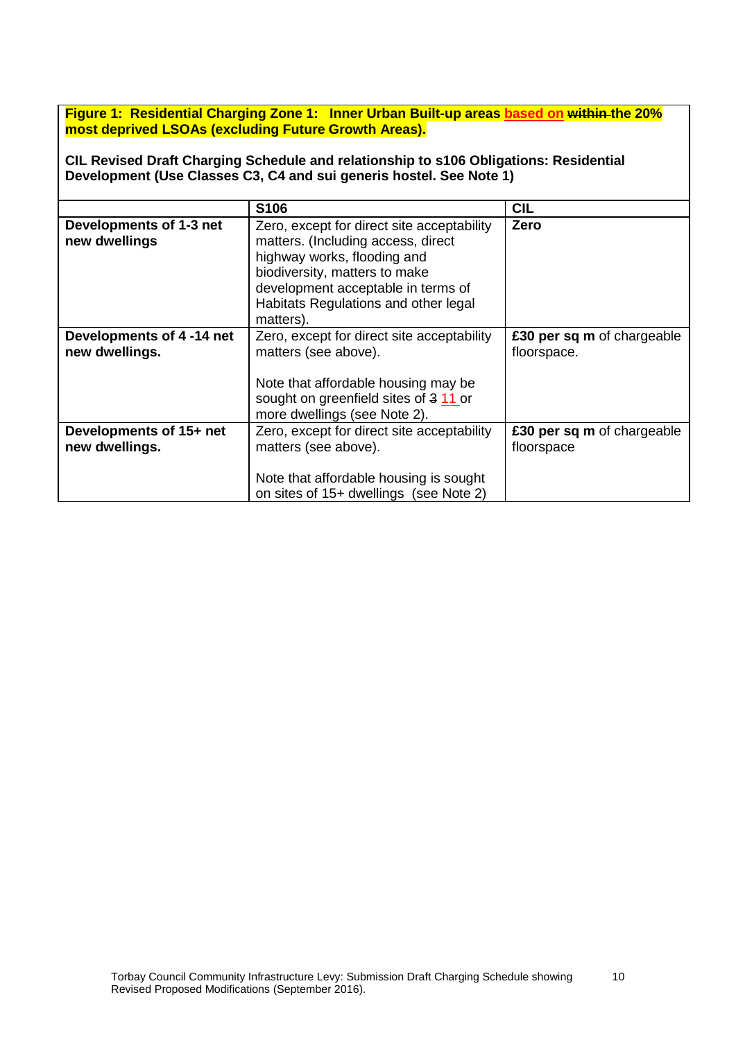**Figure 1: Residential Charging Zone 1: Inner Urban Built-up areas based on ~~within~~ the 20% most deprived LSOAs (excluding Future Growth Areas).**

**CIL Revised Draft Charging Schedule and relationship to s106 Obligations: Residential Development (Use Classes C3, C4 and sui generis hostel. See Note 1)**

| | **S106** | **CIL** |
|---|---|---|
| **Developments of 1-3 net new dwellings** | Zero, except for direct site acceptability matters. (Including access, direct highway works, flooding and biodiversity, matters to make development acceptable in terms of Habitats Regulations and other legal matters). | **Zero** |
| **Developments of 4 -14 net new dwellings.** | Zero, except for direct site acceptability matters (see above).<br><br>Note that affordable housing may be sought on greenfield sites of ~~3~~ 11 or more dwellings (see Note 2). | **£30 per sq m** of chargeable floorspace. |
| **Developments of 15+ net new dwellings.** | Zero, except for direct site acceptability matters (see above).<br><br>Note that affordable housing is sought on sites of 15+ dwellings (see Note 2) | **£30 per sq m** of chargeable floorspace |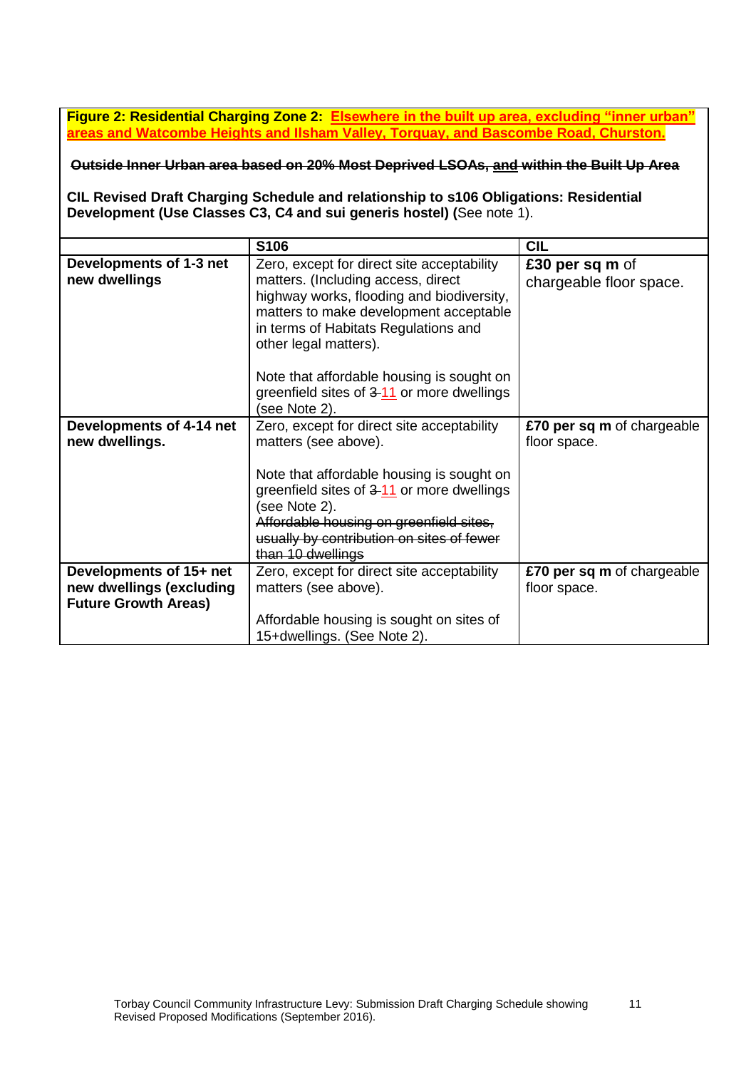**Figure 2: Residential Charging Zone 2: Elsewhere in the built up area, excluding "inner urban" areas and Watcombe Heights and Ilsham Valley, Torquay, and Bascombe Road, Churston.**

~~**Outside Inner Urban area based on 20% Most Deprived LSOAs, and within the Built Up Area**~~

**CIL Revised Draft Charging Schedule and relationship to s106 Obligations: Residential Development (Use Classes C3, C4 and sui generis hostel) (**See note 1).

| | **S106** | **CIL** |
|---|---|---|
| **Developments of 1-3 net new dwellings** | Zero, except for direct site acceptability matters. (Including access, direct highway works, flooding and biodiversity, matters to make development acceptable in terms of Habitats Regulations and other legal matters).<br><br>Note that affordable housing is sought on greenfield sites of ~~3~~ 11 or more dwellings (see Note 2). | **£30 per sq m** of chargeable floor space. |
| **Developments of 4-14 net new dwellings.** | Zero, except for direct site acceptability matters (see above).<br><br>Note that affordable housing is sought on greenfield sites of ~~3~~ 11 or more dwellings (see Note 2).<br>~~Affordable housing on greenfield sites, usually by contribution on sites of fewer than 10 dwellings~~ | **£70 per sq m** of chargeable floor space. |
| **Developments of 15+ net new dwellings (excluding Future Growth Areas)** | Zero, except for direct site acceptability matters (see above).<br><br>Affordable housing is sought on sites of 15+dwellings. (See Note 2). | **£70 per sq m** of chargeable floor space. |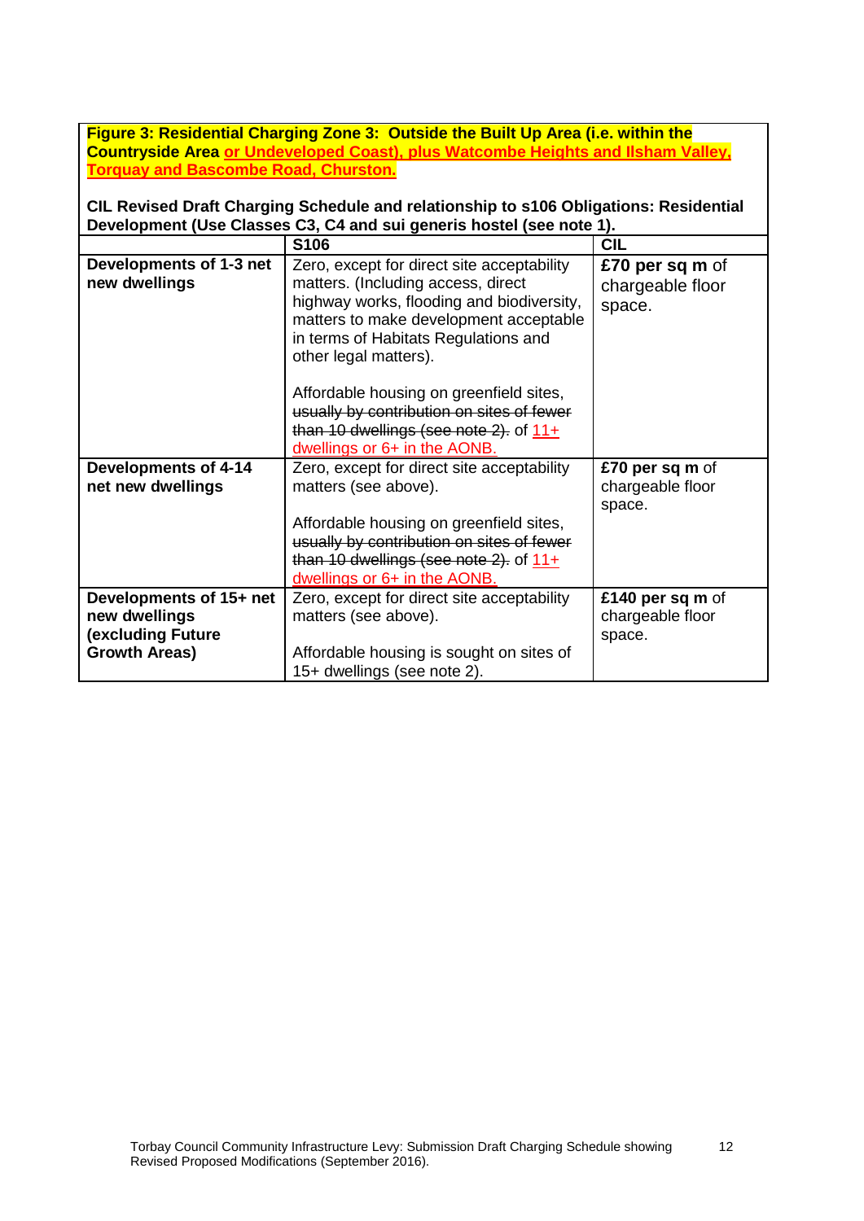**Figure 3: Residential Charging Zone 3: Outside the Built Up Area (i.e. within the Countryside Area or Undeveloped Coast), plus Watcombe Heights and Ilsham Valley, Torquay and Bascombe Road, Churston.**

**CIL Revised Draft Charging Schedule and relationship to s106 Obligations: Residential Development (Use Classes C3, C4 and sui generis hostel (see note 1).**

| | S106 | CIL |
|---|---|---|
| **Developments of 1-3 net new dwellings** | Zero, except for direct site acceptability matters. (Including access, direct highway works, flooding and biodiversity, matters to make development acceptable in terms of Habitats Regulations and other legal matters).<br><br>Affordable housing on greenfield sites, ~~usually by contribution on sites of fewer than 10 dwellings (see note 2).~~ of 11+ dwellings or 6+ in the AONB. | **£70 per sq m** of chargeable floor space. |
| **Developments of 4-14 net new dwellings** | Zero, except for direct site acceptability matters (see above).<br><br>Affordable housing on greenfield sites, ~~usually by contribution on sites of fewer than 10 dwellings (see note 2).~~ of 11+ dwellings or 6+ in the AONB. | **£70 per sq m** of chargeable floor space. |
| **Developments of 15+ net new dwellings (excluding Future Growth Areas)** | Zero, except for direct site acceptability matters (see above).<br><br>Affordable housing is sought on sites of 15+ dwellings (see note 2). | **£140 per sq m** of chargeable floor space. |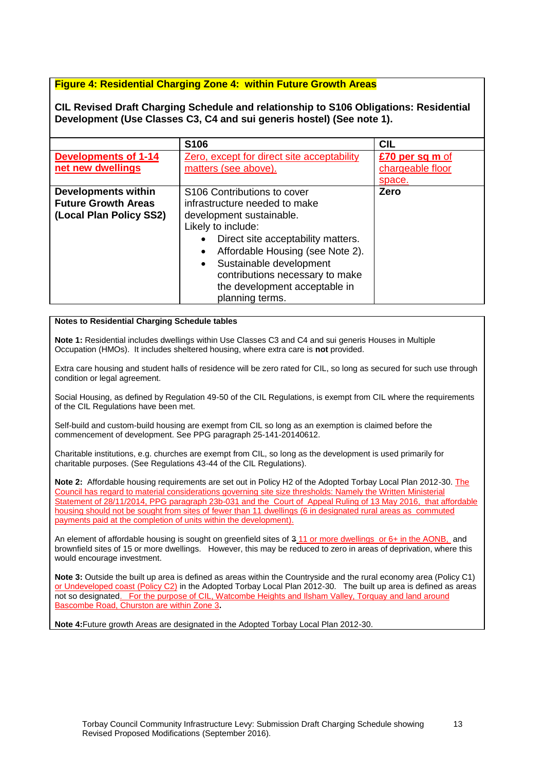**Figure 4: Residential Charging Zone 4: within Future Growth Areas**

**CIL Revised Draft Charging Schedule and relationship to S106 Obligations: Residential Development (Use Classes C3, C4 and sui generis hostel) (See note 1).**

| | S106 | CIL |
|---|---|---|
| **Developments of 1-14 net new dwellings** | Zero, except for direct site acceptability matters (see above). | **£70 per sq m** of chargeable floor space. |
| **Developments within Future Growth Areas (Local Plan Policy SS2)** | S106 Contributions to cover infrastructure needed to make development sustainable. Likely to include: <br>• Direct site acceptability matters. <br>• Affordable Housing (see Note 2). <br>• Sustainable development contributions necessary to make the development acceptable in planning terms. | **Zero** |

**Notes to Residential Charging Schedule tables**

**Note 1:** Residential includes dwellings within Use Classes C3 and C4 and sui generis Houses in Multiple Occupation (HMOs). It includes sheltered housing, where extra care is **not** provided.

Extra care housing and student halls of residence will be zero rated for CIL, so long as secured for such use through condition or legal agreement.

Social Housing, as defined by Regulation 49-50 of the CIL Regulations, is exempt from CIL where the requirements of the CIL Regulations have been met.

Self-build and custom-build housing are exempt from CIL so long as an exemption is claimed before the commencement of development. See PPG paragraph 25-141-20140612.

Charitable institutions, e.g. churches are exempt from CIL, so long as the development is used primarily for charitable purposes. (See Regulations 43-44 of the CIL Regulations).

**Note 2:** Affordable housing requirements are set out in Policy H2 of the Adopted Torbay Local Plan 2012-30. The Council has regard to material considerations governing site size thresholds: Namely the Written Ministerial Statement of 28/11/2014, PPG paragraph 23b-031 and the Court of Appeal Ruling of 13 May 2016, that affordable housing should not be sought from sites of fewer than 11 dwellings (6 in designated rural areas as commuted payments paid at the completion of units within the development).

An element of affordable housing is sought on greenfield sites of ~~3~~ 11 or more dwellings or 6+ in the AONB, and brownfield sites of 15 or more dwellings. However, this may be reduced to zero in areas of deprivation, where this would encourage investment.

**Note 3:** Outside the built up area is defined as areas within the Countryside and the rural economy area (Policy C1) or Undeveloped coast (Policy C2) in the Adopted Torbay Local Plan 2012-30. The built up area is defined as areas not so designated. For the purpose of CIL, Watcombe Heights and Ilsham Valley, Torquay and land around Bascombe Road, Churston are within Zone 3.

**Note 4:** Future growth Areas are designated in the Adopted Torbay Local Plan 2012-30.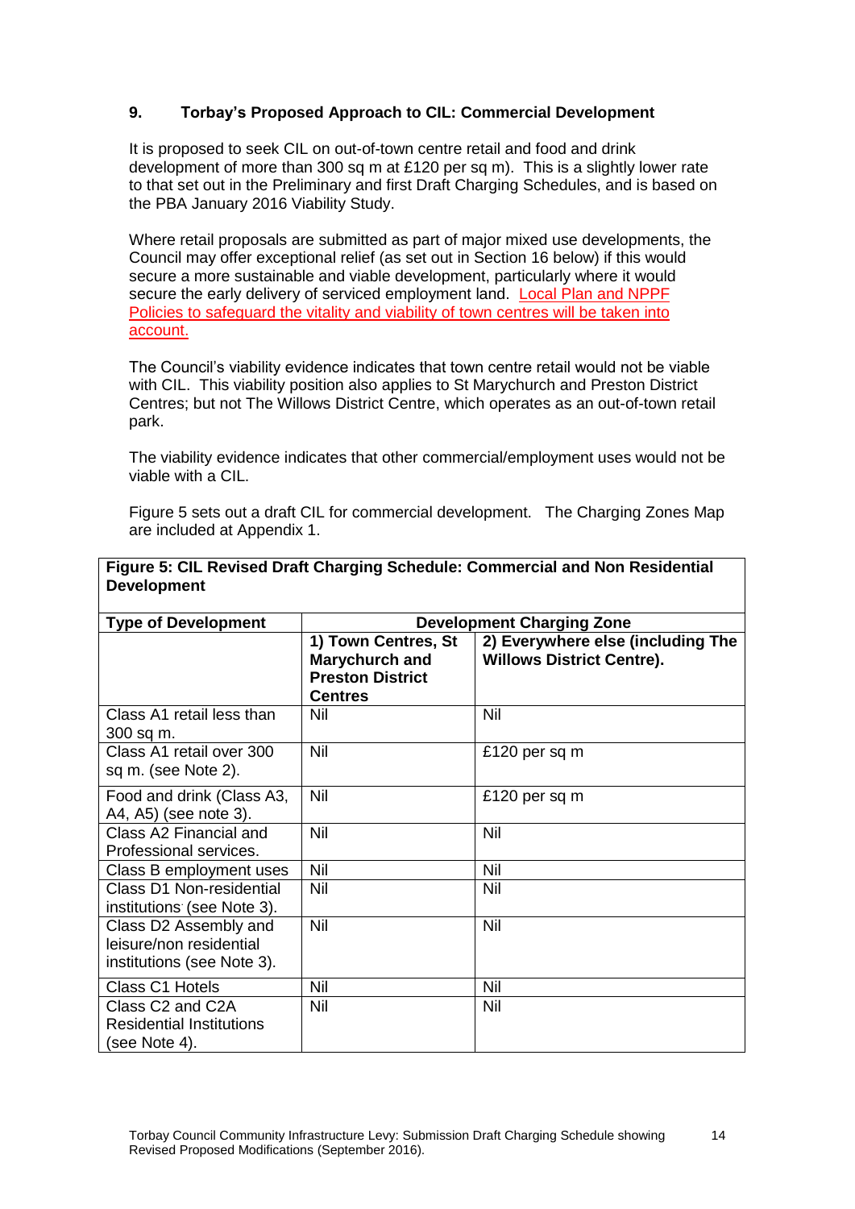## 9. Torbay's Proposed Approach to CIL: Commercial Development

It is proposed to seek CIL on out-of-town centre retail and food and drink development of more than 300 sq m at £120 per sq m). This is a slightly lower rate to that set out in the Preliminary and first Draft Charging Schedules, and is based on the PBA January 2016 Viability Study.

Where retail proposals are submitted as part of major mixed use developments, the Council may offer exceptional relief (as set out in Section 16 below) if this would secure a more sustainable and viable development, particularly where it would secure the early delivery of serviced employment land. Local Plan and NPPF Policies to safeguard the vitality and viability of town centres will be taken into account.

The Council's viability evidence indicates that town centre retail would not be viable with CIL. This viability position also applies to St Marychurch and Preston District Centres; but not The Willows District Centre, which operates as an out-of-town retail park.

The viability evidence indicates that other commercial/employment uses would not be viable with a CIL.

Figure 5 sets out a draft CIL for commercial development. The Charging Zones Map are included at Appendix 1.

**Figure 5: CIL Revised Draft Charging Schedule: Commercial and Non Residential Development**

| Type of Development | Development Charging Zone | |
|---|---|---|
| | **1) Town Centres, St Marychurch and Preston District Centres** | **2) Everywhere else (including The Willows District Centre).** |
| Class A1 retail less than 300 sq m. | Nil | Nil |
| Class A1 retail over 300 sq m. (see Note 2). | Nil | £120 per sq m |
| Food and drink (Class A3, A4, A5) (see note 3). | Nil | £120 per sq m |
| Class A2 Financial and Professional services. | Nil | Nil |
| Class B employment uses | Nil | Nil |
| Class D1 Non-residential institutions (see Note 3). | Nil | Nil |
| Class D2 Assembly and leisure/non residential institutions (see Note 3). | Nil | Nil |
| Class C1 Hotels | Nil | Nil |
| Class C2 and C2A Residential Institutions (see Note 4). | Nil | Nil |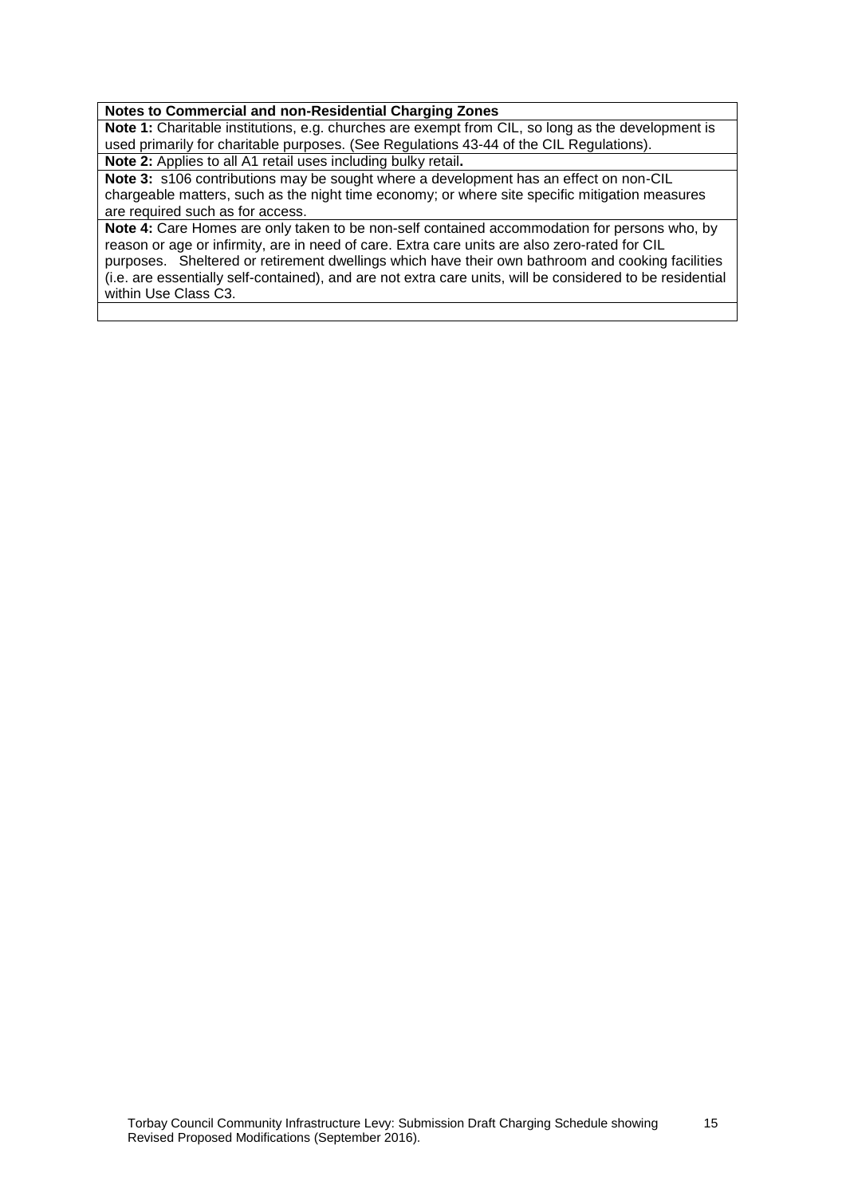**Notes to Commercial and non-Residential Charging Zones**

**Note 1:** Charitable institutions, e.g. churches are exempt from CIL, so long as the development is used primarily for charitable purposes. (See Regulations 43-44 of the CIL Regulations).

**Note 2:** Applies to all A1 retail uses including bulky retail**.**

**Note 3:** s106 contributions may be sought where a development has an effect on non-CIL chargeable matters, such as the night time economy; or where site specific mitigation measures are required such as for access.

**Note 4:** Care Homes are only taken to be non-self contained accommodation for persons who, by reason or age or infirmity, are in need of care. Extra care units are also zero-rated for CIL purposes. Sheltered or retirement dwellings which have their own bathroom and cooking facilities (i.e. are essentially self-contained), and are not extra care units, will be considered to be residential within Use Class C3.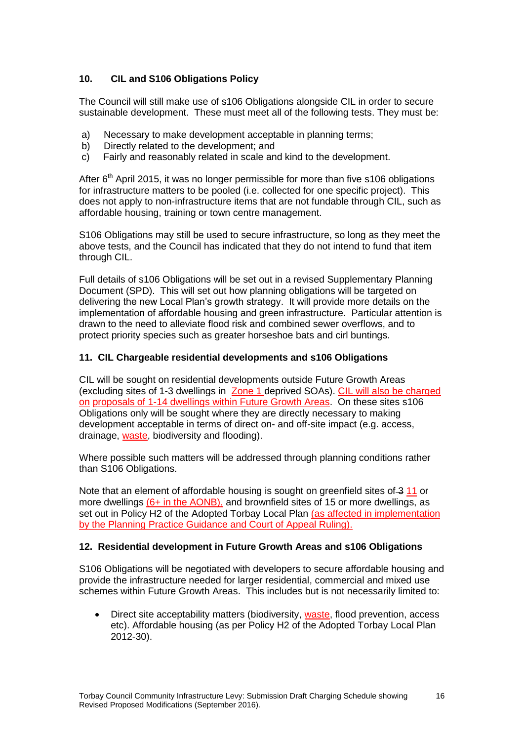## 10. CIL and S106 Obligations Policy

The Council will still make use of s106 Obligations alongside CIL in order to secure sustainable development. These must meet all of the following tests. They must be:

a) Necessary to make development acceptable in planning terms;
b) Directly related to the development; and
c) Fairly and reasonably related in scale and kind to the development.

After 6th April 2015, it was no longer permissible for more than five s106 obligations for infrastructure matters to be pooled (i.e. collected for one specific project). This does not apply to non-infrastructure items that are not fundable through CIL, such as affordable housing, training or town centre management.

S106 Obligations may still be used to secure infrastructure, so long as they meet the above tests, and the Council has indicated that they do not intend to fund that item through CIL.

Full details of s106 Obligations will be set out in a revised Supplementary Planning Document (SPD). This will set out how planning obligations will be targeted on delivering the new Local Plan's growth strategy. It will provide more details on the implementation of affordable housing and green infrastructure. Particular attention is drawn to the need to alleviate flood risk and combined sewer overflows, and to protect priority species such as greater horseshoe bats and cirl buntings.

## 11. CIL Chargeable residential developments and s106 Obligations

CIL will be sought on residential developments outside Future Growth Areas (excluding sites of 1-3 dwellings in Zone 1 ~~deprived SOAs~~). CIL will also be charged on proposals of 1-14 dwellings within Future Growth Areas. On these sites s106 Obligations only will be sought where they are directly necessary to making development acceptable in terms of direct on- and off-site impact (e.g. access, drainage, waste, biodiversity and flooding).

Where possible such matters will be addressed through planning conditions rather than S106 Obligations.

Note that an element of affordable housing is sought on greenfield sites of ~~3~~ 11 or more dwellings (6+ in the AONB), and brownfield sites of 15 or more dwellings, as set out in Policy H2 of the Adopted Torbay Local Plan (as affected in implementation by the Planning Practice Guidance and Court of Appeal Ruling).

## 12. Residential development in Future Growth Areas and s106 Obligations

S106 Obligations will be negotiated with developers to secure affordable housing and provide the infrastructure needed for larger residential, commercial and mixed use schemes within Future Growth Areas. This includes but is not necessarily limited to:

- Direct site acceptability matters (biodiversity, waste, flood prevention, access etc). Affordable housing (as per Policy H2 of the Adopted Torbay Local Plan 2012-30).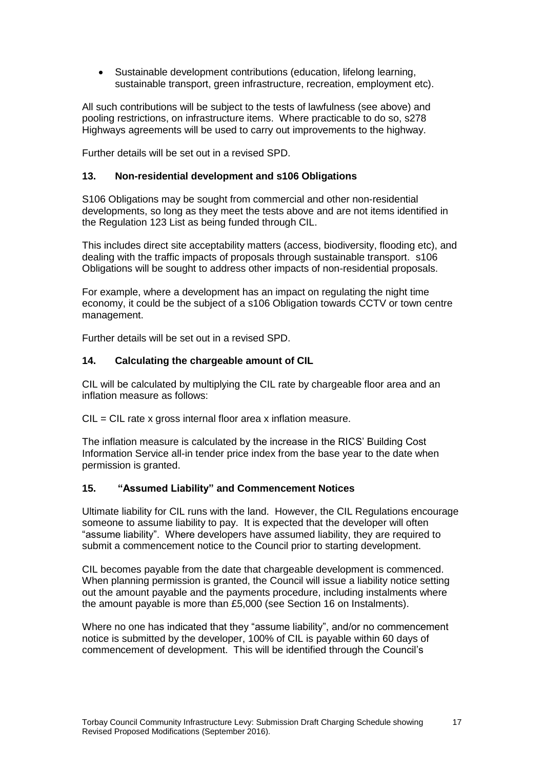- Sustainable development contributions (education, lifelong learning, sustainable transport, green infrastructure, recreation, employment etc).

All such contributions will be subject to the tests of lawfulness (see above) and pooling restrictions, on infrastructure items. Where practicable to do so, s278 Highways agreements will be used to carry out improvements to the highway.

Further details will be set out in a revised SPD.

### 13. Non-residential development and s106 Obligations

S106 Obligations may be sought from commercial and other non-residential developments, so long as they meet the tests above and are not items identified in the Regulation 123 List as being funded through CIL.

This includes direct site acceptability matters (access, biodiversity, flooding etc), and dealing with the traffic impacts of proposals through sustainable transport. s106 Obligations will be sought to address other impacts of non-residential proposals.

For example, where a development has an impact on regulating the night time economy, it could be the subject of a s106 Obligation towards CCTV or town centre management.

Further details will be set out in a revised SPD.

### 14. Calculating the chargeable amount of CIL

CIL will be calculated by multiplying the CIL rate by chargeable floor area and an inflation measure as follows:

CIL = CIL rate x gross internal floor area x inflation measure.

The inflation measure is calculated by the increase in the RICS' Building Cost Information Service all-in tender price index from the base year to the date when permission is granted.

### 15. "Assumed Liability" and Commencement Notices

Ultimate liability for CIL runs with the land. However, the CIL Regulations encourage someone to assume liability to pay. It is expected that the developer will often "assume liability". Where developers have assumed liability, they are required to submit a commencement notice to the Council prior to starting development.

CIL becomes payable from the date that chargeable development is commenced. When planning permission is granted, the Council will issue a liability notice setting out the amount payable and the payments procedure, including instalments where the amount payable is more than £5,000 (see Section 16 on Instalments).

Where no one has indicated that they "assume liability", and/or no commencement notice is submitted by the developer, 100% of CIL is payable within 60 days of commencement of development. This will be identified through the Council's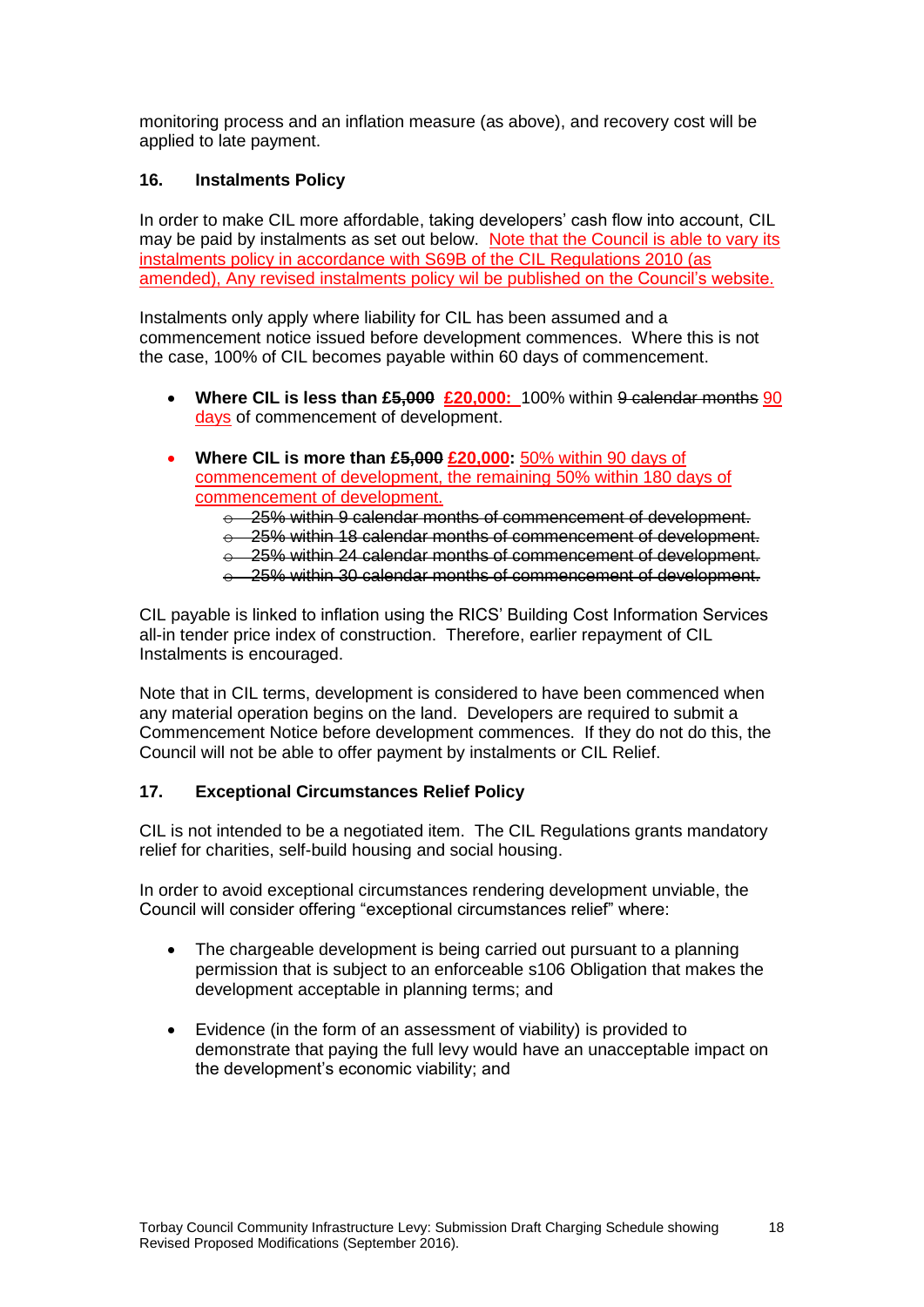monitoring process and an inflation measure (as above), and recovery cost will be applied to late payment.

### 16. Instalments Policy

In order to make CIL more affordable, taking developers' cash flow into account, CIL may be paid by instalments as set out below. Note that the Council is able to vary its instalments policy in accordance with S69B of the CIL Regulations 2010 (as amended), Any revised instalments policy wil be published on the Council's website.

Instalments only apply where liability for CIL has been assumed and a commencement notice issued before development commences. Where this is not the case, 100% of CIL becomes payable within 60 days of commencement.

- **Where CIL is less than ~~£5,000~~ £20,000:** 100% within ~~9 calendar months~~ 90 days of commencement of development.

- **Where CIL is more than ~~£5,000~~ £20,000:** 50% within 90 days of commencement of development, the remaining 50% within 180 days of commencement of development.
  - ~~25% within 9 calendar months of commencement of development.~~
  - ~~25% within 18 calendar months of commencement of development.~~
  - ~~25% within 24 calendar months of commencement of development.~~
  - ~~25% within 30 calendar months of commencement of development.~~

CIL payable is linked to inflation using the RICS' Building Cost Information Services all-in tender price index of construction. Therefore, earlier repayment of CIL Instalments is encouraged.

Note that in CIL terms, development is considered to have been commenced when any material operation begins on the land. Developers are required to submit a Commencement Notice before development commences. If they do not do this, the Council will not be able to offer payment by instalments or CIL Relief.

### 17. Exceptional Circumstances Relief Policy

CIL is not intended to be a negotiated item. The CIL Regulations grants mandatory relief for charities, self-build housing and social housing.

In order to avoid exceptional circumstances rendering development unviable, the Council will consider offering "exceptional circumstances relief" where:

- The chargeable development is being carried out pursuant to a planning permission that is subject to an enforceable s106 Obligation that makes the development acceptable in planning terms; and

- Evidence (in the form of an assessment of viability) is provided to demonstrate that paying the full levy would have an unacceptable impact on the development's economic viability; and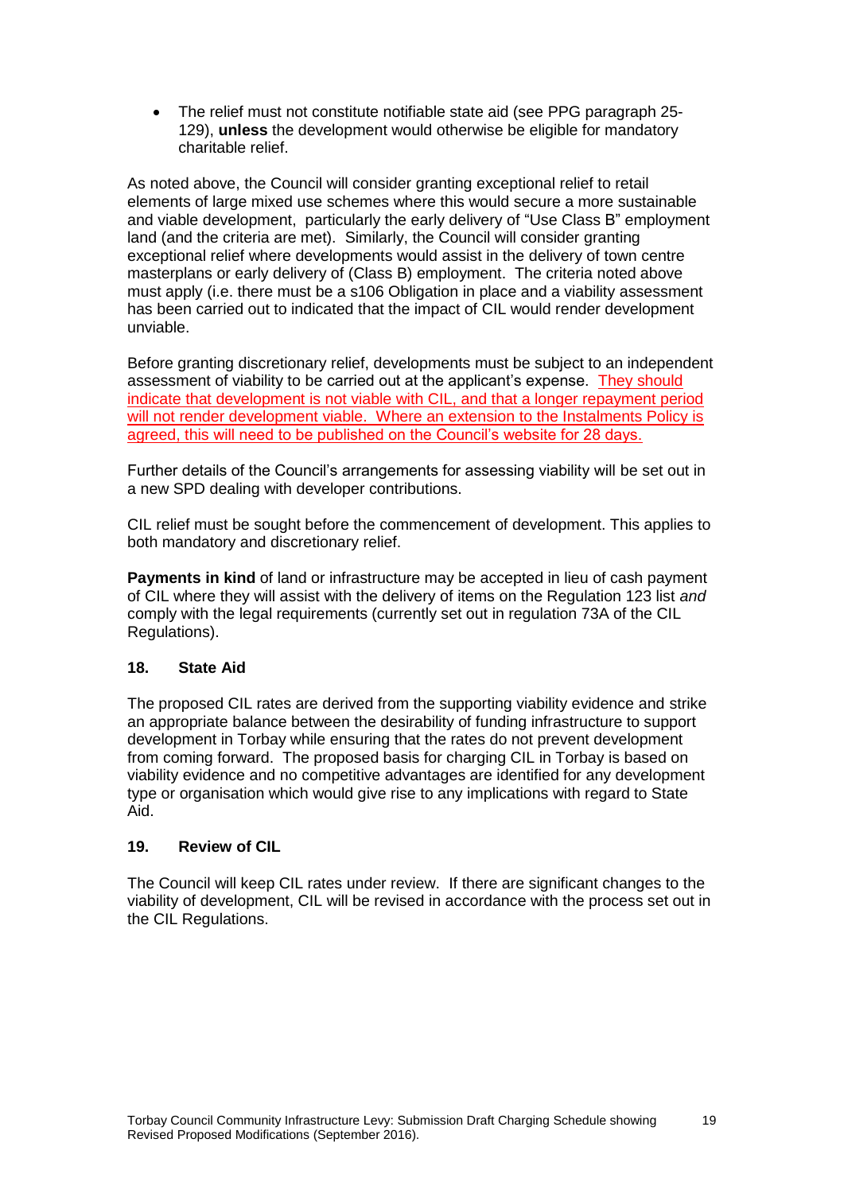- The relief must not constitute notifiable state aid (see PPG paragraph 25-129), **unless** the development would otherwise be eligible for mandatory charitable relief.

As noted above, the Council will consider granting exceptional relief to retail elements of large mixed use schemes where this would secure a more sustainable and viable development, particularly the early delivery of "Use Class B" employment land (and the criteria are met). Similarly, the Council will consider granting exceptional relief where developments would assist in the delivery of town centre masterplans or early delivery of (Class B) employment. The criteria noted above must apply (i.e. there must be a s106 Obligation in place and a viability assessment has been carried out to indicated that the impact of CIL would render development unviable.

Before granting discretionary relief, developments must be subject to an independent assessment of viability to be carried out at the applicant's expense. They should indicate that development is not viable with CIL, and that a longer repayment period will not render development viable. Where an extension to the Instalments Policy is agreed, this will need to be published on the Council's website for 28 days.

Further details of the Council's arrangements for assessing viability will be set out in a new SPD dealing with developer contributions.

CIL relief must be sought before the commencement of development. This applies to both mandatory and discretionary relief.

**Payments in kind** of land or infrastructure may be accepted in lieu of cash payment of CIL where they will assist with the delivery of items on the Regulation 123 list *and* comply with the legal requirements (currently set out in regulation 73A of the CIL Regulations).

## 18. State Aid

The proposed CIL rates are derived from the supporting viability evidence and strike an appropriate balance between the desirability of funding infrastructure to support development in Torbay while ensuring that the rates do not prevent development from coming forward. The proposed basis for charging CIL in Torbay is based on viability evidence and no competitive advantages are identified for any development type or organisation which would give rise to any implications with regard to State Aid.

## 19. Review of CIL

The Council will keep CIL rates under review. If there are significant changes to the viability of development, CIL will be revised in accordance with the process set out in the CIL Regulations.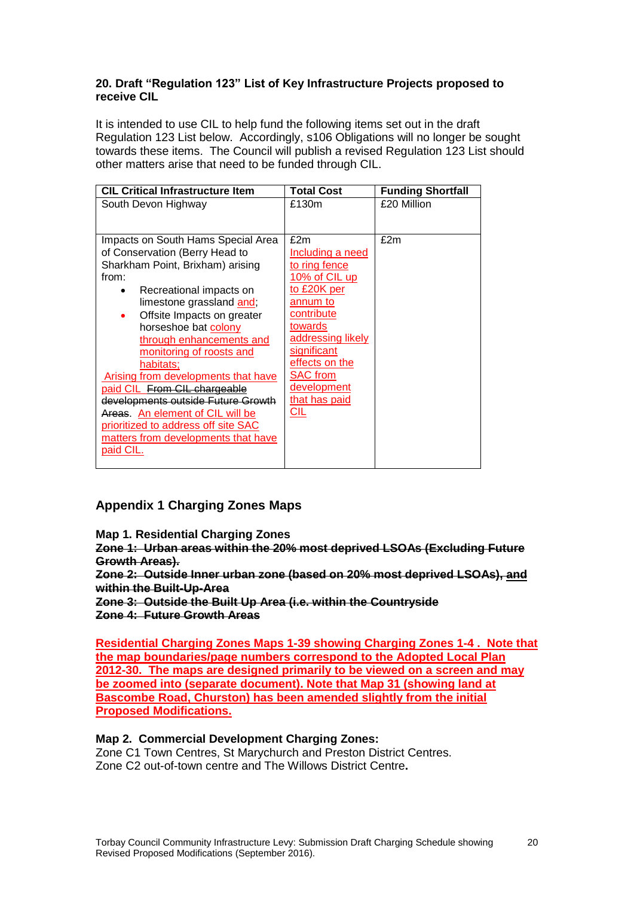### 20. Draft "Regulation 123" List of Key Infrastructure Projects proposed to receive CIL

It is intended to use CIL to help fund the following items set out in the draft Regulation 123 List below. Accordingly, s106 Obligations will no longer be sought towards these items. The Council will publish a revised Regulation 123 List should other matters arise that need to be funded through CIL.

| CIL Critical Infrastructure Item | Total Cost | Funding Shortfall |
|---|---|---|
| South Devon Highway | £130m | £20 Million |
| Impacts on South Hams Special Area of Conservation (Berry Head to Sharkham Point, Brixham) arising from:<br>• Recreational impacts on limestone grassland and;<br>• Offsite Impacts on greater horseshoe bat colony through enhancements and monitoring of roosts and habitats;<br>Arising from developments that have paid CIL ~~From CIL chargeable developments outside Future Growth Areas~~. An element of CIL will be prioritized to address off site SAC matters from developments that have paid CIL. | £2m Including a need to ring fence 10% of CIL up to £20K per annum to contribute towards addressing likely significant effects on the SAC from development that has paid CIL | £2m |

## Appendix 1 Charging Zones Maps

**Map 1. Residential Charging Zones**

**~~Zone 1: Urban areas within the 20% most deprived LSOAs (Excluding Future Growth Areas).~~**

**~~Zone 2: Outside Inner urban zone (based on 20% most deprived LSOAs),~~ and ~~within the Built-Up-Area~~**

**~~Zone 3: Outside the Built Up Area (i.e. within the Countryside~~**

**~~Zone 4: Future Growth Areas~~**

**Residential Charging Zones Maps 1-39 showing Charging Zones 1-4 . Note that the map boundaries/page numbers correspond to the Adopted Local Plan 2012-30. The maps are designed primarily to be viewed on a screen and may be zoomed into (separate document). Note that Map 31 (showing land at Bascombe Road, Churston) has been amended slightly from the initial Proposed Modifications.**

**Map 2. Commercial Development Charging Zones:**

Zone C1 Town Centres, St Marychurch and Preston District Centres.
Zone C2 out-of-town centre and The Willows District Centre**.**